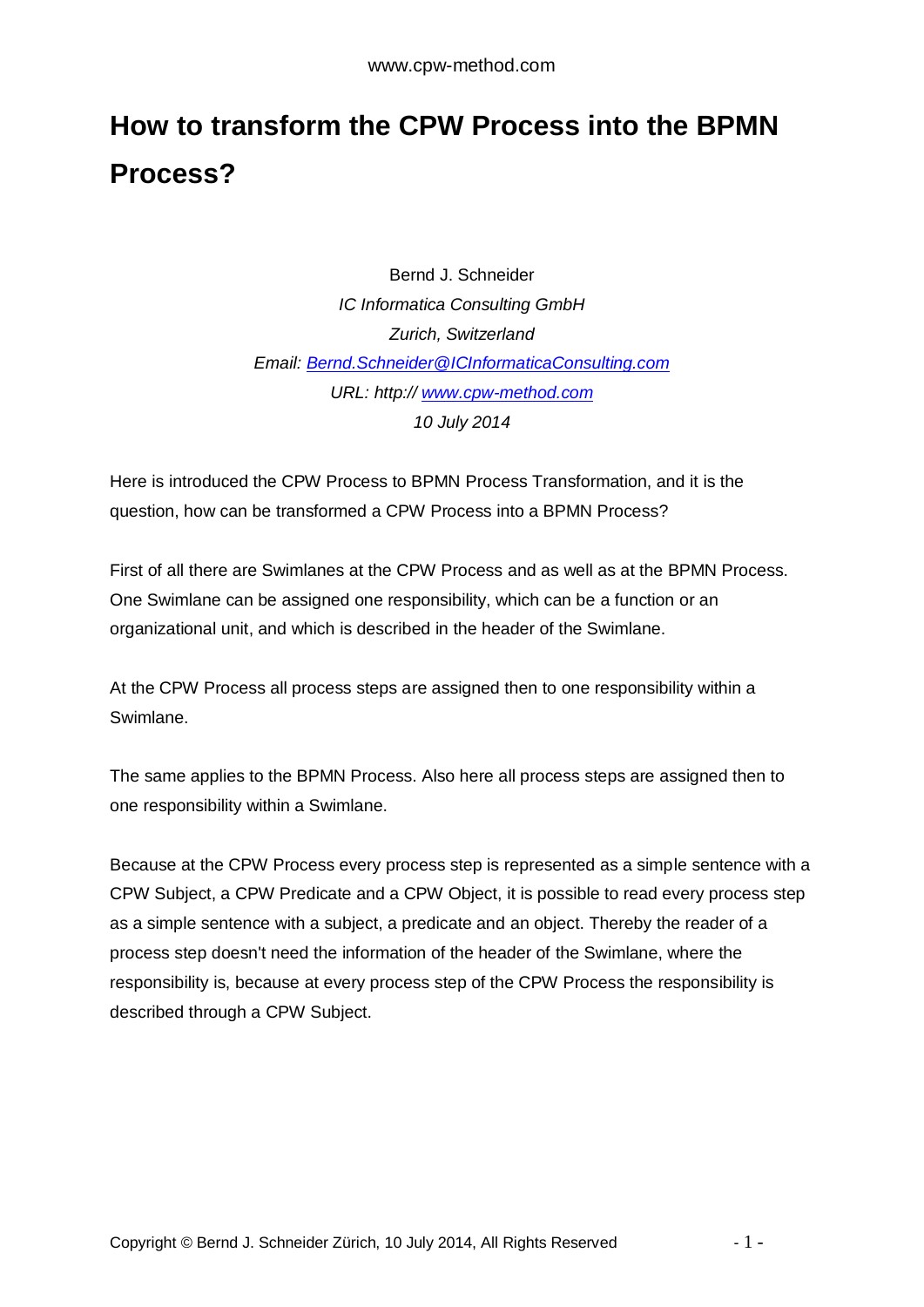# How to transform the CPW Process into the BPMN Process?

Bernd J. Schneider
*IC Informatica Consulting GmbH*
*Zurich, Switzerland*
*Email: [Bernd.Schneider@ICInformaticaConsulting.com](mailto:Bernd.Schneider@ICInformaticaConsulting.com)*
*URL: http:// [www.cpw-method.com](http://www.cpw-method.com)*
*10 July 2014*

Here is introduced the CPW Process to BPMN Process Transformation, and it is the question, how can be transformed a CPW Process into a BPMN Process?

First of all there are Swimlanes at the CPW Process and as well as at the BPMN Process. One Swimlane can be assigned one responsibility, which can be a function or an organizational unit, and which is described in the header of the Swimlane.

At the CPW Process all process steps are assigned then to one responsibility within a Swimlane.

The same applies to the BPMN Process. Also here all process steps are assigned then to one responsibility within a Swimlane.

Because at the CPW Process every process step is represented as a simple sentence with a CPW Subject, a CPW Predicate and a CPW Object, it is possible to read every process step as a simple sentence with a subject, a predicate and an object. Thereby the reader of a process step doesn't need the information of the header of the Swimlane, where the responsibility is, because at every process step of the CPW Process the responsibility is described through a CPW Subject.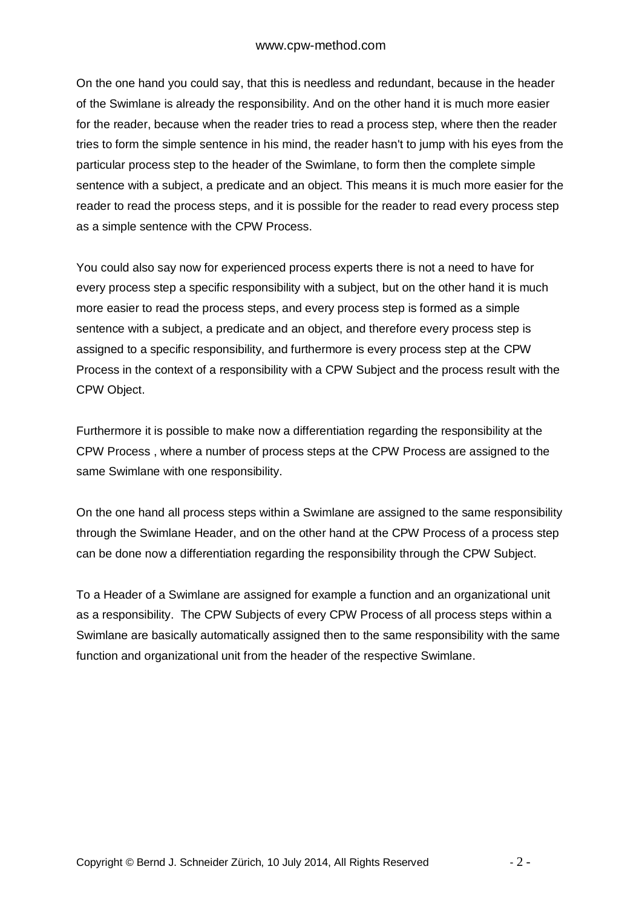On the one hand you could say, that this is needless and redundant, because in the header of the Swimlane is already the responsibility. And on the other hand it is much more easier for the reader, because when the reader tries to read a process step, where then the reader tries to form the simple sentence in his mind, the reader hasn't to jump with his eyes from the particular process step to the header of the Swimlane, to form then the complete simple sentence with a subject, a predicate and an object. This means it is much more easier for the reader to read the process steps, and it is possible for the reader to read every process step as a simple sentence with the CPW Process.

You could also say now for experienced process experts there is not a need to have for every process step a specific responsibility with a subject, but on the other hand it is much more easier to read the process steps, and every process step is formed as a simple sentence with a subject, a predicate and an object, and therefore every process step is assigned to a specific responsibility, and furthermore is every process step at the CPW Process in the context of a responsibility with a CPW Subject and the process result with the CPW Object.

Furthermore it is possible to make now a differentiation regarding the responsibility at the CPW Process , where a number of process steps at the CPW Process are assigned to the same Swimlane with one responsibility.

On the one hand all process steps within a Swimlane are assigned to the same responsibility through the Swimlane Header, and on the other hand at the CPW Process of a process step can be done now a differentiation regarding the responsibility through the CPW Subject.

To a Header of a Swimlane are assigned for example a function and an organizational unit as a responsibility.  The CPW Subjects of every CPW Process of all process steps within a Swimlane are basically automatically assigned then to the same responsibility with the same function and organizational unit from the header of the respective Swimlane.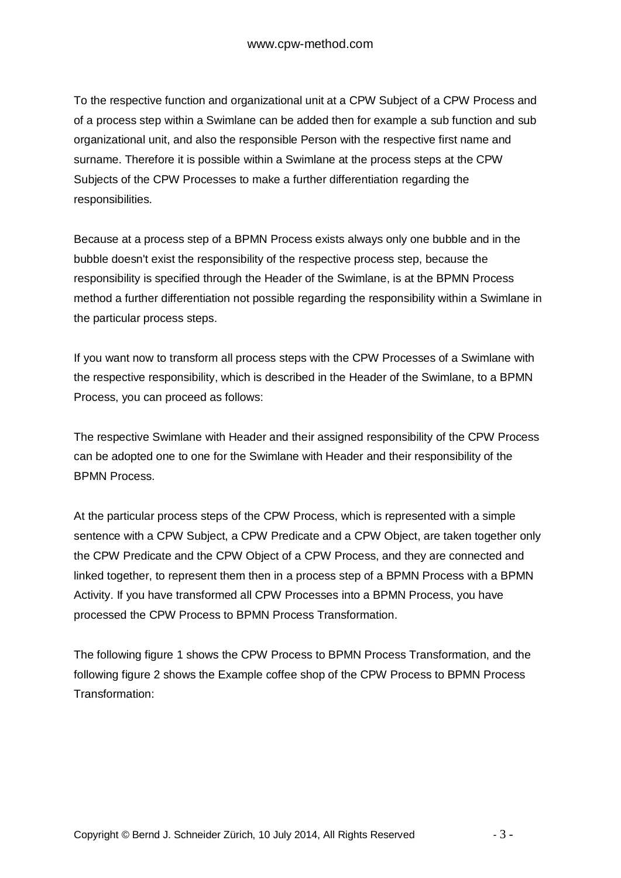To the respective function and organizational unit at a CPW Subject of a CPW Process and of a process step within a Swimlane can be added then for example a sub function and sub organizational unit, and also the responsible Person with the respective first name and surname. Therefore it is possible within a Swimlane at the process steps at the CPW Subjects of the CPW Processes to make a further differentiation regarding the responsibilities.

Because at a process step of a BPMN Process exists always only one bubble and in the bubble doesn't exist the responsibility of the respective process step, because the responsibility is specified through the Header of the Swimlane, is at the BPMN Process method a further differentiation not possible regarding the responsibility within a Swimlane in the particular process steps.

If you want now to transform all process steps with the CPW Processes of a Swimlane with the respective responsibility, which is described in the Header of the Swimlane, to a BPMN Process, you can proceed as follows:

The respective Swimlane with Header and their assigned responsibility of the CPW Process can be adopted one to one for the Swimlane with Header and their responsibility of the BPMN Process.

At the particular process steps of the CPW Process, which is represented with a simple sentence with a CPW Subject, a CPW Predicate and a CPW Object, are taken together only the CPW Predicate and the CPW Object of a CPW Process, and they are connected and linked together, to represent them then in a process step of a BPMN Process with a BPMN Activity. If you have transformed all CPW Processes into a BPMN Process, you have processed the CPW Process to BPMN Process Transformation.

The following figure 1 shows the CPW Process to BPMN Process Transformation, and the following figure 2 shows the Example coffee shop of the CPW Process to BPMN Process Transformation: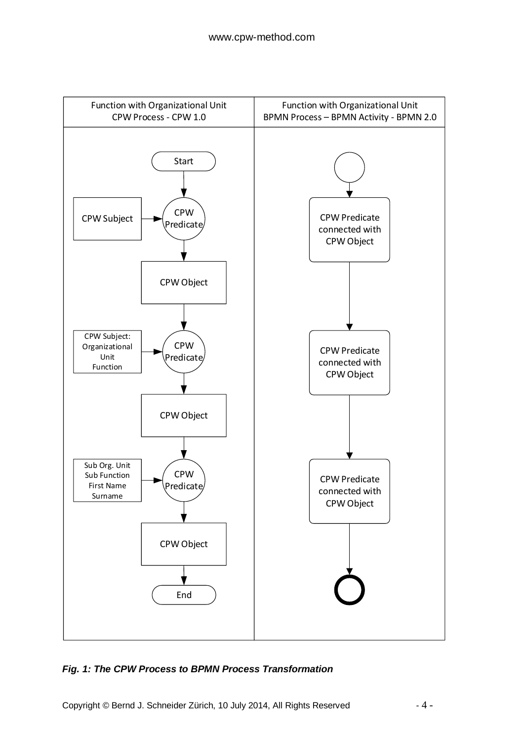| Function with Organizational Unit<br>CPW Process - CPW 1.0 | Function with Organizational Unit<br>BPMN Process – BPMN Activity - BPMN 2.0 |
| --- | --- |
| Start | (Start event) |
| CPW Subject → CPW Predicate → CPW Object | CPW Predicate connected with CPW Object |
| CPW Subject: Organizational Unit Function → CPW Predicate → CPW Object | CPW Predicate connected with CPW Object |
| Sub Org. Unit Sub Function First Name Surname → CPW Predicate → CPW Object | CPW Predicate connected with CPW Object |
| End | (End event) |

***Fig. 1: The CPW Process to BPMN Process Transformation***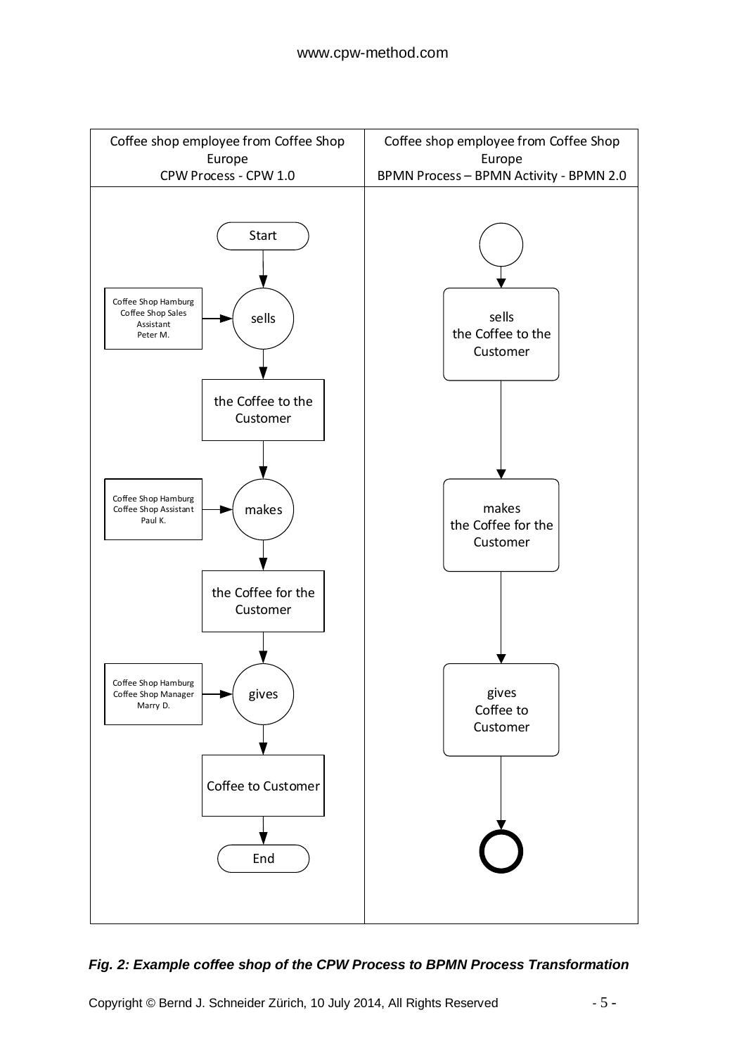| Coffee shop employee from Coffee Shop Europe CPW Process - CPW 1.0 | Coffee shop employee from Coffee Shop Europe BPMN Process – BPMN Activity - BPMN 2.0 |
|---|---|
| Start | (Start event) |
| Coffee Shop Hamburg Coffee Shop Sales Assistant Peter M. → sells | sells the Coffee to the Customer |
| the Coffee to the Customer | |
| Coffee Shop Hamburg Coffee Shop Assistant Paul K. → makes | makes the Coffee for the Customer |
| the Coffee for the Customer | |
| Coffee Shop Hamburg Coffee Shop Manager Marry D. → gives | gives Coffee to Customer |
| Coffee to Customer | |
| End | (End event) |

***Fig. 2: Example coffee shop of the CPW Process to BPMN Process Transformation***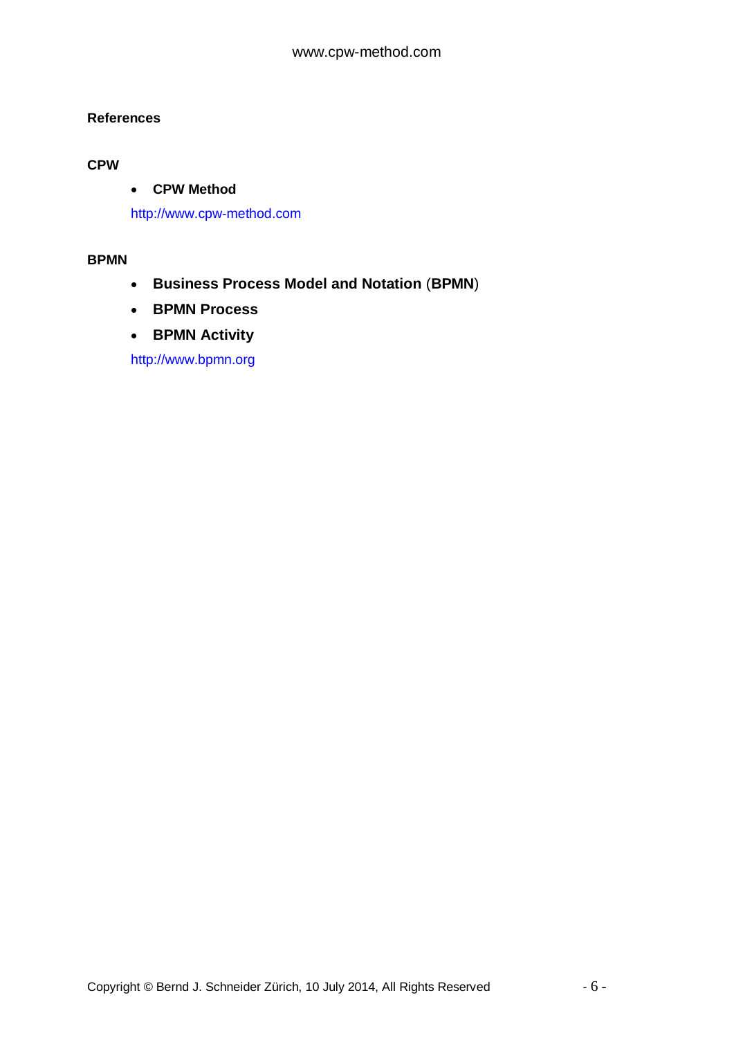## References

### CPW

- **CPW Method**

http://www.cpw-method.com

### BPMN

- **Business Process Model and Notation** (**BPMN**)
- **BPMN Process**
- **BPMN Activity**

http://www.bpmn.org